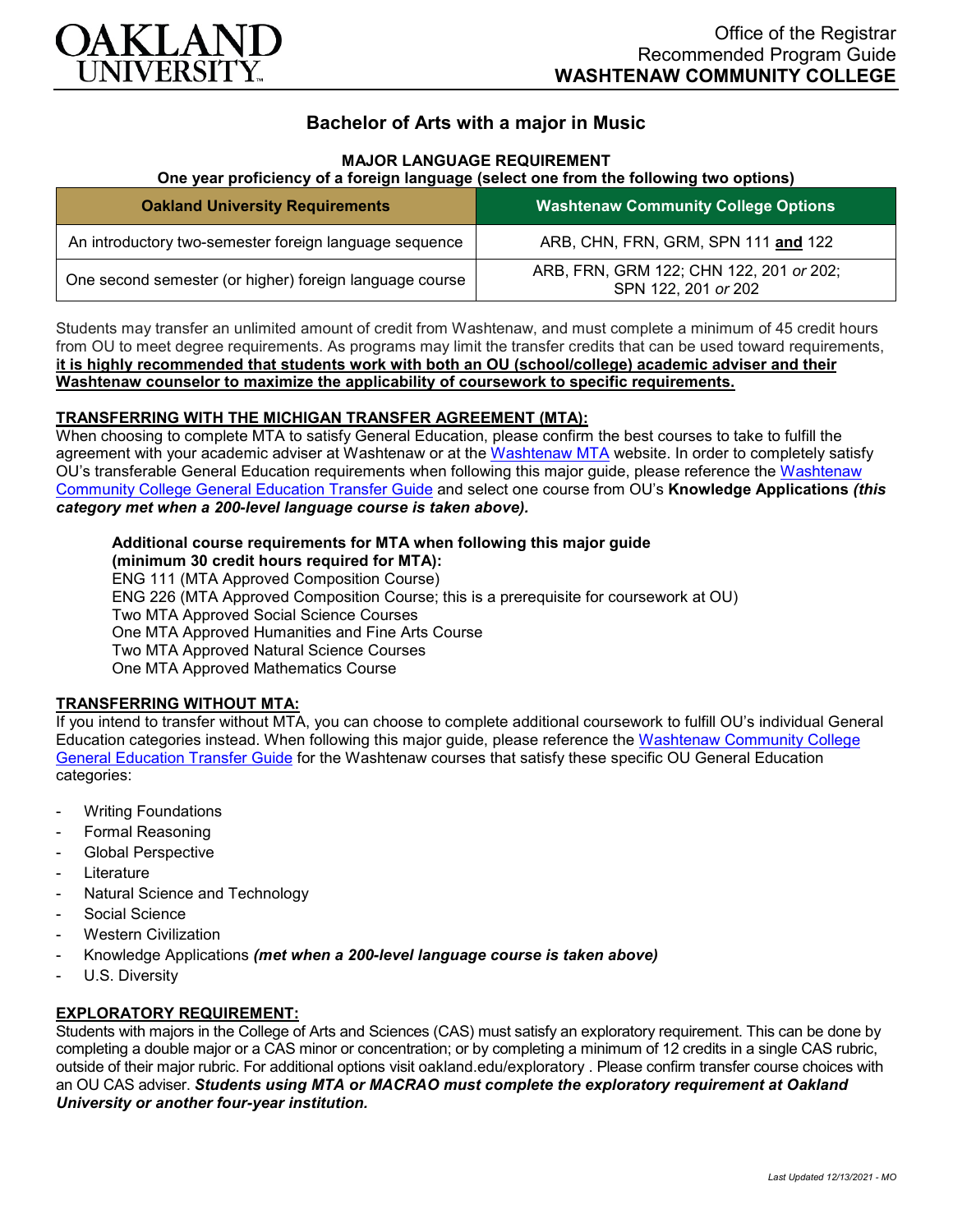Office of the Registrar
Recommended Program Guide
**WASHTENAW COMMUNITY COLLEGE**

# Bachelor of Arts with a major in Music

### MAJOR LANGUAGE REQUIREMENT
**One year proficiency of a foreign language (select one from the following two options)**

| Oakland University Requirements | Washtenaw Community College Options |
|---|---|
| An introductory two-semester foreign language sequence | ARB, CHN, FRN, GRM, SPN 111 **and** 122 |
| One second semester (or higher) foreign language course | ARB, FRN, GRM 122; CHN 122, 201 *or* 202; SPN 122, 201 *or* 202 |

Students may transfer an unlimited amount of credit from Washtenaw, and must complete a minimum of 45 credit hours from OU to meet degree requirements. As programs may limit the transfer credits that can be used toward requirements, **it is highly recommended that students work with both an OU (school/college) academic adviser and their Washtenaw counselor to maximize the applicability of coursework to specific requirements.**

### TRANSFERRING WITH THE MICHIGAN TRANSFER AGREEMENT (MTA):
When choosing to complete MTA to satisfy General Education, please confirm the best courses to take to fulfill the agreement with your academic adviser at Washtenaw or at the Washtenaw MTA website. In order to completely satisfy OU's transferable General Education requirements when following this major guide, please reference the Washtenaw Community College General Education Transfer Guide and select one course from OU's **Knowledge Applications** ***(this category met when a 200-level language course is taken above).***

**Additional course requirements for MTA when following this major guide (minimum 30 credit hours required for MTA):**
ENG 111 (MTA Approved Composition Course)
ENG 226 (MTA Approved Composition Course; this is a prerequisite for coursework at OU)
Two MTA Approved Social Science Courses
One MTA Approved Humanities and Fine Arts Course
Two MTA Approved Natural Science Courses
One MTA Approved Mathematics Course

### TRANSFERRING WITHOUT MTA:
If you intend to transfer without MTA, you can choose to complete additional coursework to fulfill OU's individual General Education categories instead. When following this major guide, please reference the Washtenaw Community College General Education Transfer Guide for the Washtenaw courses that satisfy these specific OU General Education categories:

- Writing Foundations
- Formal Reasoning
- Global Perspective
- Literature
- Natural Science and Technology
- Social Science
- Western Civilization
- Knowledge Applications ***(met when a 200-level language course is taken above)***
- U.S. Diversity

### EXPLORATORY REQUIREMENT:
Students with majors in the College of Arts and Sciences (CAS) must satisfy an exploratory requirement. This can be done by completing a double major or a CAS minor or concentration; or by completing a minimum of 12 credits in a single CAS rubric, outside of their major rubric. For additional options visit oakland.edu/exploratory . Please confirm transfer course choices with an OU CAS adviser. ***Students using MTA or MACRAO must complete the exploratory requirement at Oakland University or another four-year institution.***

*Last Updated 12/13/2021 - MO*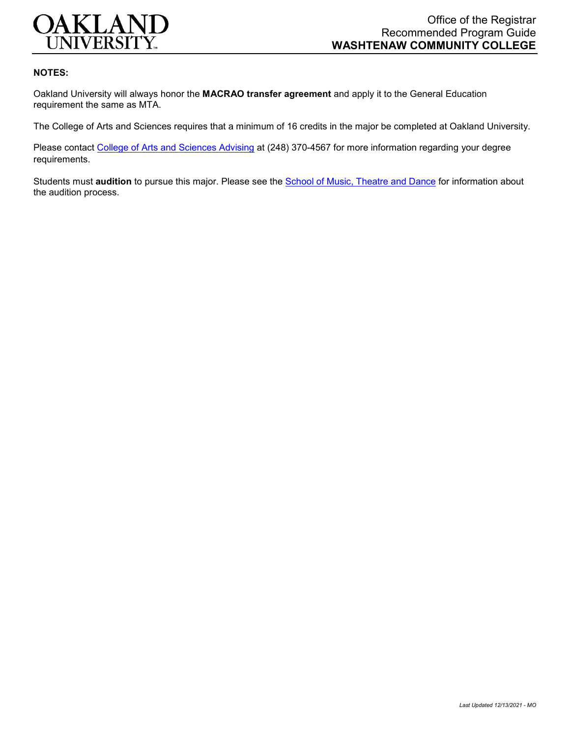**NOTES:**

Oakland University will always honor the **MACRAO transfer agreement** and apply it to the General Education requirement the same as MTA.

The College of Arts and Sciences requires that a minimum of 16 credits in the major be completed at Oakland University.

Please contact College of Arts and Sciences Advising at (248) 370-4567 for more information regarding your degree requirements.

Students must **audition** to pursue this major. Please see the School of Music, Theatre and Dance for information about the audition process.

*Last Updated 12/13/2021 - MO*